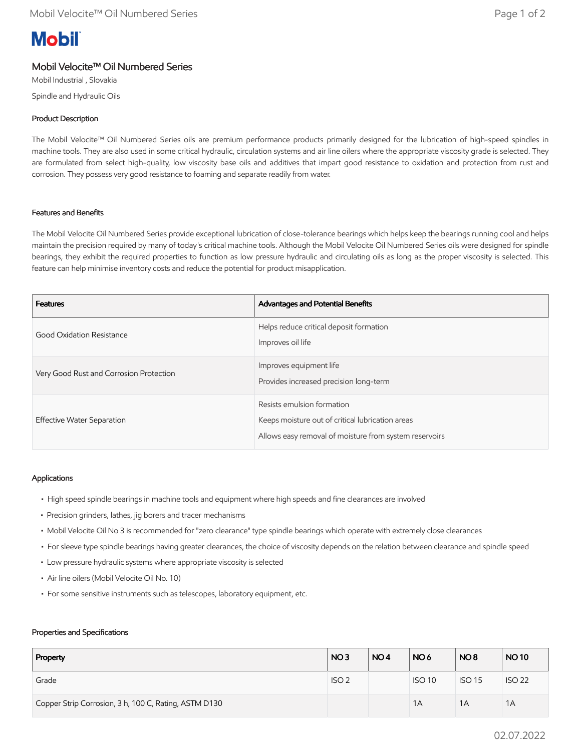**Mobil**

# Mobil Velocite™ Oil Numbered Series

Mobil Industrial , Slovakia

Spindle and Hydraulic Oils

## Product Description

The Mobil Velocite™ Oil Numbered Series oils are premium performance products primarily designed for the lubrication of high-speed spindles in machine tools. They are also used in some critical hydraulic, circulation systems and air line oilers where the appropriate viscosity grade is selected. They are formulated from select high-quality, low viscosity base oils and additives that impart good resistance to oxidation and protection from rust and corrosion. They possess very good resistance to foaming and separate readily from water.

## Features and Benefits

The Mobil Velocite Oil Numbered Series provide exceptional lubrication of close-tolerance bearings which helps keep the bearings running cool and helps maintain the precision required by many of today's critical machine tools. Although the Mobil Velocite Oil Numbered Series oils were designed for spindle bearings, they exhibit the required properties to function as low pressure hydraulic and circulating oils as long as the proper viscosity is selected. This feature can help minimise inventory costs and reduce the potential for product misapplication.

| Features | Advantages and Potential Benefits |
| --- | --- |
| Good Oxidation Resistance | Helps reduce critical deposit formation<br>Improves oil life |
| Very Good Rust and Corrosion Protection | Improves equipment life<br>Provides increased precision long-term |
| Effective Water Separation | Resists emulsion formation<br>Keeps moisture out of critical lubrication areas<br>Allows easy removal of moisture from system reservoirs |

## Applications

- High speed spindle bearings in machine tools and equipment where high speeds and fine clearances are involved
- Precision grinders, lathes, jig borers and tracer mechanisms
- Mobil Velocite Oil No 3 is recommended for "zero clearance" type spindle bearings which operate with extremely close clearances
- For sleeve type spindle bearings having greater clearances, the choice of viscosity depends on the relation between clearance and spindle speed
- Low pressure hydraulic systems where appropriate viscosity is selected
- Air line oilers (Mobil Velocite Oil No. 10)
- For some sensitive instruments such as telescopes, laboratory equipment, etc.

## Properties and Specifications

| Property | NO 3 | NO 4 | NO 6 | NO 8 | NO 10 |
| --- | --- | --- | --- | --- | --- |
| Grade | ISO 2 | | ISO 10 | ISO 15 | ISO 22 |
| Copper Strip Corrosion, 3 h, 100 C, Rating, ASTM D130 | | | 1A | 1A | 1A |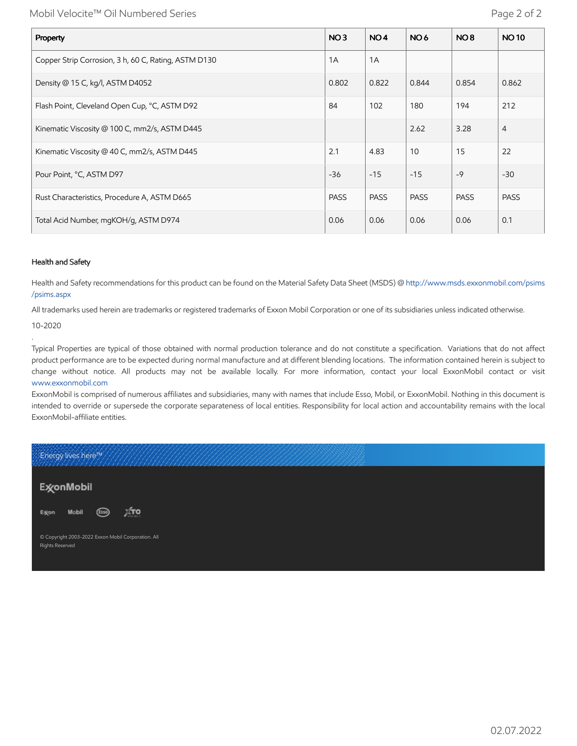| Property | NO 3 | NO 4 | NO 6 | NO 8 | NO 10 |
|---|---|---|---|---|---|
| Copper Strip Corrosion, 3 h, 60 C, Rating, ASTM D130 | 1A | 1A | | | |
| Density @ 15 C, kg/l, ASTM D4052 | 0.802 | 0.822 | 0.844 | 0.854 | 0.862 |
| Flash Point, Cleveland Open Cup, °C, ASTM D92 | 84 | 102 | 180 | 194 | 212 |
| Kinematic Viscosity @ 100 C, mm2/s, ASTM D445 | | | 2.62 | 3.28 | 4 |
| Kinematic Viscosity @ 40 C, mm2/s, ASTM D445 | 2.1 | 4.83 | 10 | 15 | 22 |
| Pour Point, °C, ASTM D97 | -36 | -15 | -15 | -9 | -30 |
| Rust Characteristics, Procedure A, ASTM D665 | PASS | PASS | PASS | PASS | PASS |
| Total Acid Number, mgKOH/g, ASTM D974 | 0.06 | 0.06 | 0.06 | 0.06 | 0.1 |

### Health and Safety

Health and Safety recommendations for this product can be found on the Material Safety Data Sheet (MSDS) @ http://www.msds.exxonmobil.com/psims/psims.aspx

All trademarks used herein are trademarks or registered trademarks of Exxon Mobil Corporation or one of its subsidiaries unless indicated otherwise.

10-2020

.

Typical Properties are typical of those obtained with normal production tolerance and do not constitute a specification. Variations that do not affect product performance are to be expected during normal manufacture and at different blending locations. The information contained herein is subject to change without notice. All products may not be available locally. For more information, contact your local ExxonMobil contact or visit www.exxonmobil.com

ExxonMobil is comprised of numerous affiliates and subsidiaries, many with names that include Esso, Mobil, or ExxonMobil. Nothing in this document is intended to override or supersede the corporate separateness of local entities. Responsibility for local action and accountability remains with the local ExxonMobil-affiliate entities.

Energy lives here™

ExxonMobil

Exxon Mobil Esso XTO

© Copyright 2003-2022 Exxon Mobil Corporation. All Rights Reserved

02.07.2022